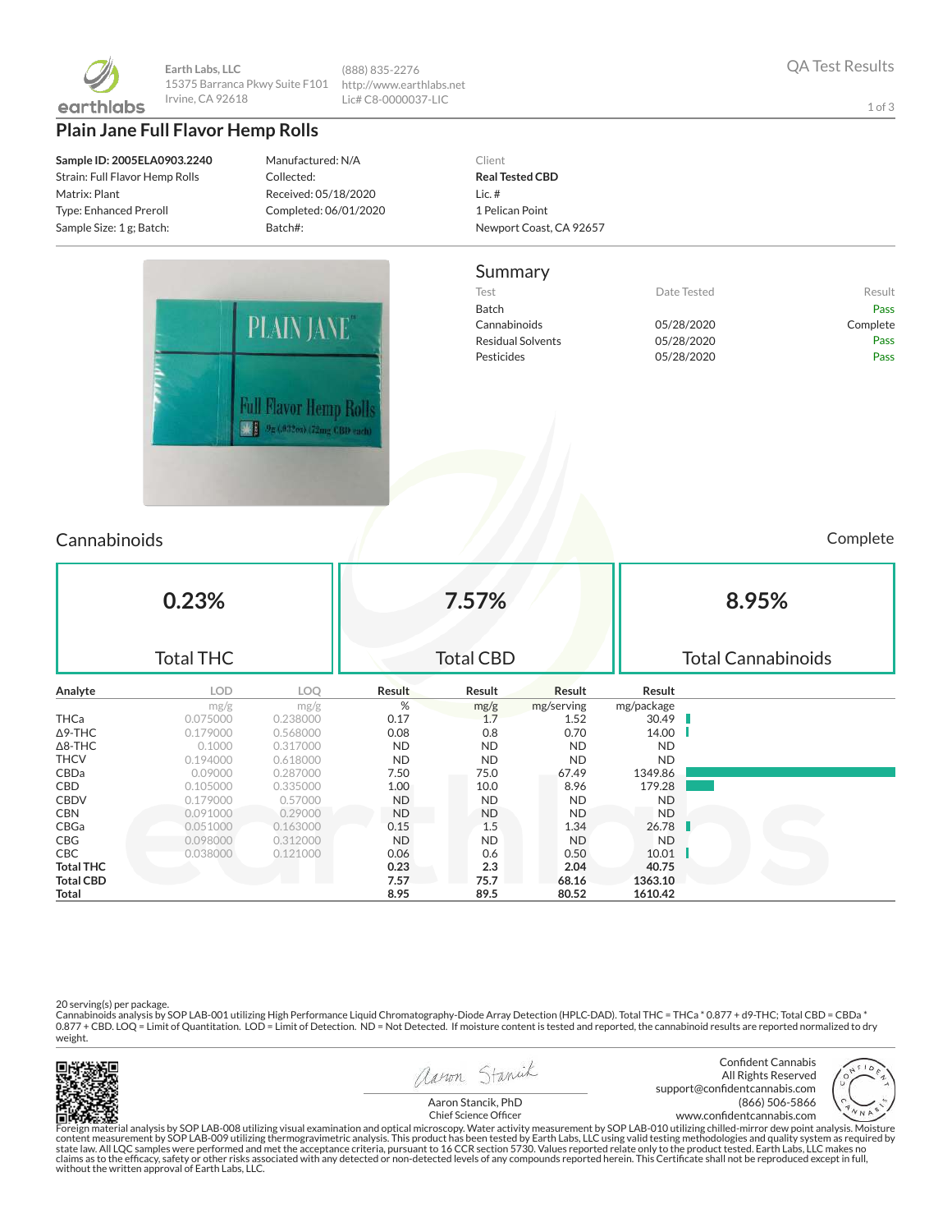Earth Labs, LLC
15375 Barranca Pkwy Suite F101
Irvine, CA 92618

(888) 835-2276
http://www.earthlabs.net
Lic# C8-0000037-LIC

QA Test Results

# Plain Jane Full Flavor Hemp Rolls

**Sample ID: 2005ELA0903.2240**
Strain: Full Flavor Hemp Rolls
Matrix: Plant
Type: Enhanced Preroll
Sample Size: 1 g; Batch:

Manufactured: N/A
Collected:
Received: 05/18/2020
Completed: 06/01/2020
Batch#:

Client
**Real Tested CBD**
Lic. #
1 Pelican Point
Newport Coast, CA 92657

## Summary

| Test | Date Tested | Result |
|---|---|---|
| Batch | | Pass |
| Cannabinoids | 05/28/2020 | Complete |
| Residual Solvents | 05/28/2020 | Pass |
| Pesticides | 05/28/2020 | Pass |

## Cannabinoids

Complete

| 0.23% | 7.57% | 8.95% |
|---|---|---|
| Total THC | Total CBD | Total Cannabinoids |

| Analyte | LOD | LOQ | Result | Result | Result | Result |
|---|---|---|---|---|---|---|
| | mg/g | mg/g | % | mg/g | mg/serving | mg/package |
| THCa | 0.075000 | 0.238000 | 0.17 | 1.7 | 1.52 | 30.49 |
| Δ9-THC | 0.179000 | 0.568000 | 0.08 | 0.8 | 0.70 | 14.00 |
| Δ8-THC | 0.1000 | 0.317000 | ND | ND | ND | ND |
| THCV | 0.194000 | 0.618000 | ND | ND | ND | ND |
| CBDa | 0.09000 | 0.287000 | 7.50 | 75.0 | 67.49 | 1349.86 |
| CBD | 0.105000 | 0.335000 | 1.00 | 10.0 | 8.96 | 179.28 |
| CBDV | 0.179000 | 0.57000 | ND | ND | ND | ND |
| CBN | 0.091000 | 0.29000 | ND | ND | ND | ND |
| CBGa | 0.051000 | 0.163000 | 0.15 | 1.5 | 1.34 | 26.78 |
| CBG | 0.098000 | 0.312000 | ND | ND | ND | ND |
| CBC | 0.038000 | 0.121000 | 0.06 | 0.6 | 0.50 | 10.01 |
| **Total THC** | | | **0.23** | **2.3** | **2.04** | **40.75** |
| **Total CBD** | | | **7.57** | **75.7** | **68.16** | **1363.10** |
| **Total** | | | **8.95** | **89.5** | **80.52** | **1610.42** |

20 serving(s) per package.
Cannabinoids analysis by SOP LAB-001 utilizing High Performance Liquid Chromatography-Diode Array Detection (HPLC-DAD). Total THC = THCa * 0.877 + d9-THC; Total CBD = CBDa * 0.877 + CBD. LOQ = Limit of Quantitation. LOD = Limit of Detection. ND = Not Detected. If moisture content is tested and reported, the cannabinoid results are reported normalized to dry weight.

Aaron Stancik, PhD
Chief Science Officer

Confident Cannabis
All Rights Reserved
support@confidentcannabis.com
(866) 506-5866
www.confidentcannabis.com

Foreign material analysis by SOP LAB-008 utilizing visual examination and optical microscopy. Water activity measurement by SOP LAB-010 utilizing chilled-mirror dew point analysis. Moisture content measurement by SOP LAB-009 utilizing thermogravimetric analysis. This product has been tested by Earth Labs, LLC using valid testing methodologies and quality system as required by state law. All LQC samples were performed and met the acceptance criteria, pursuant to 16 CCR section 5730. Values reported relate only to the product tested. Earth Labs, LLC makes no claims as to the efficacy, safety or other risks associated with any detected or non-detected levels of any compounds reported herein. This Certificate shall not be reproduced except in full, without the written approval of Earth Labs, LLC.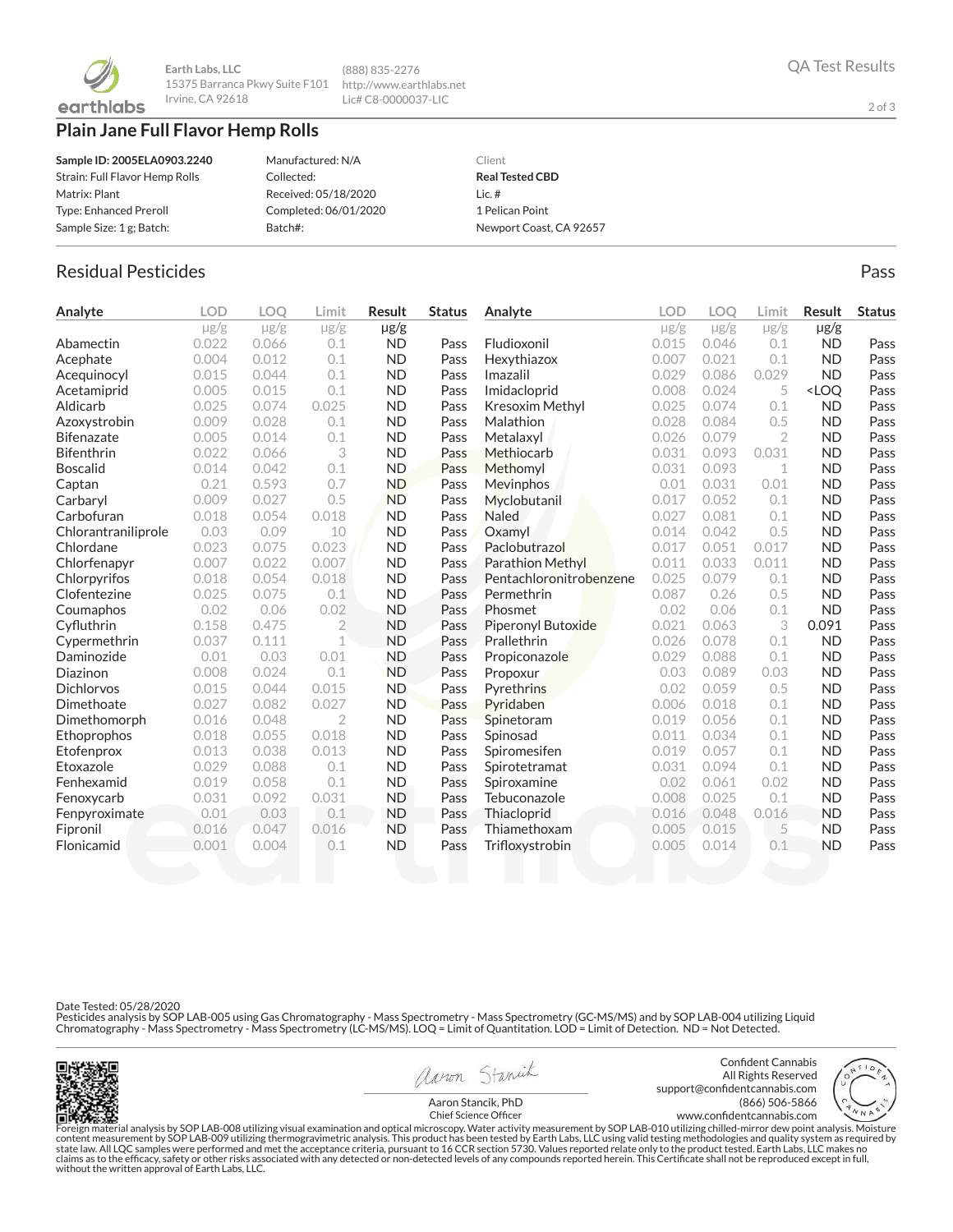Earth Labs, LLC
15375 Barranca Pkwy Suite F101
Irvine, CA 92618

(888) 835-2276
http://www.earthlabs.net
Lic# C8-0000037-LIC

QA Test Results

# Plain Jane Full Flavor Hemp Rolls

**Sample ID: 2005ELA0903.2240**
Strain: Full Flavor Hemp Rolls
Matrix: Plant
Type: Enhanced Preroll
Sample Size: 1 g; Batch:

Manufactured: N/A
Collected:
Received: 05/18/2020
Completed: 06/01/2020
Batch#:

Client
**Real Tested CBD**
Lic. #
1 Pelican Point
Newport Coast, CA 92657

## Residual Pesticides

Pass

| Analyte | LOD µg/g | LOQ µg/g | Limit µg/g | Result µg/g | Status |
|---|---|---|---|---|---|
| Abamectin | 0.022 | 0.066 | 0.1 | ND | Pass |
| Acephate | 0.004 | 0.012 | 0.1 | ND | Pass |
| Acequinocyl | 0.015 | 0.044 | 0.1 | ND | Pass |
| Acetamiprid | 0.005 | 0.015 | 0.1 | ND | Pass |
| Aldicarb | 0.025 | 0.074 | 0.025 | ND | Pass |
| Azoxystrobin | 0.009 | 0.028 | 0.1 | ND | Pass |
| Bifenazate | 0.005 | 0.014 | 0.1 | ND | Pass |
| Bifenthrin | 0.022 | 0.066 | 3 | ND | Pass |
| Boscalid | 0.014 | 0.042 | 0.1 | ND | Pass |
| Captan | 0.21 | 0.593 | 0.7 | ND | Pass |
| Carbaryl | 0.009 | 0.027 | 0.5 | ND | Pass |
| Carbofuran | 0.018 | 0.054 | 0.018 | ND | Pass |
| Chlorantraniliprole | 0.03 | 0.09 | 10 | ND | Pass |
| Chlordane | 0.023 | 0.075 | 0.023 | ND | Pass |
| Chlorfenapyr | 0.007 | 0.022 | 0.007 | ND | Pass |
| Chlorpyrifos | 0.018 | 0.054 | 0.018 | ND | Pass |
| Clofentezine | 0.025 | 0.075 | 0.1 | ND | Pass |
| Coumaphos | 0.02 | 0.06 | 0.02 | ND | Pass |
| Cyfluthrin | 0.158 | 0.475 | 2 | ND | Pass |
| Cypermethrin | 0.037 | 0.111 | 1 | ND | Pass |
| Daminozide | 0.01 | 0.03 | 0.01 | ND | Pass |
| Diazinon | 0.008 | 0.024 | 0.1 | ND | Pass |
| Dichlorvos | 0.015 | 0.044 | 0.015 | ND | Pass |
| Dimethoate | 0.027 | 0.082 | 0.027 | ND | Pass |
| Dimethomorph | 0.016 | 0.048 | 2 | ND | Pass |
| Ethoprophos | 0.018 | 0.055 | 0.018 | ND | Pass |
| Etofenprox | 0.013 | 0.038 | 0.013 | ND | Pass |
| Etoxazole | 0.029 | 0.088 | 0.1 | ND | Pass |
| Fenhexamid | 0.019 | 0.058 | 0.1 | ND | Pass |
| Fenoxycarb | 0.031 | 0.092 | 0.031 | ND | Pass |
| Fenpyroximate | 0.01 | 0.03 | 0.1 | ND | Pass |
| Fipronil | 0.016 | 0.047 | 0.016 | ND | Pass |
| Flonicamid | 0.001 | 0.004 | 0.1 | ND | Pass |
| Fludioxonil | 0.015 | 0.046 | 0.1 | ND | Pass |
| Hexythiazox | 0.007 | 0.021 | 0.1 | ND | Pass |
| Imazalil | 0.029 | 0.086 | 0.029 | ND | Pass |
| Imidacloprid | 0.008 | 0.024 | 5 | <LOQ | Pass |
| Kresoxim Methyl | 0.025 | 0.074 | 0.1 | ND | Pass |
| Malathion | 0.028 | 0.084 | 0.5 | ND | Pass |
| Metalaxyl | 0.026 | 0.079 | 2 | ND | Pass |
| Methiocarb | 0.031 | 0.093 | 0.031 | ND | Pass |
| Methomyl | 0.031 | 0.093 | 1 | ND | Pass |
| Mevinphos | 0.01 | 0.031 | 0.01 | ND | Pass |
| Myclobutanil | 0.017 | 0.052 | 0.1 | ND | Pass |
| Naled | 0.027 | 0.081 | 0.1 | ND | Pass |
| Oxamyl | 0.014 | 0.042 | 0.5 | ND | Pass |
| Paclobutrazol | 0.017 | 0.051 | 0.017 | ND | Pass |
| Parathion Methyl | 0.011 | 0.033 | 0.011 | ND | Pass |
| Pentachloronitrobenzene | 0.025 | 0.079 | 0.1 | ND | Pass |
| Permethrin | 0.087 | 0.26 | 0.5 | ND | Pass |
| Phosmet | 0.02 | 0.06 | 0.1 | ND | Pass |
| Piperonyl Butoxide | 0.021 | 0.063 | 3 | 0.091 | Pass |
| Prallethrin | 0.026 | 0.078 | 0.1 | ND | Pass |
| Propiconazole | 0.029 | 0.088 | 0.1 | ND | Pass |
| Propoxur | 0.03 | 0.089 | 0.03 | ND | Pass |
| Pyrethrins | 0.02 | 0.059 | 0.5 | ND | Pass |
| Pyridaben | 0.006 | 0.018 | 0.1 | ND | Pass |
| Spinetoram | 0.019 | 0.056 | 0.1 | ND | Pass |
| Spinosad | 0.011 | 0.034 | 0.1 | ND | Pass |
| Spiromesifen | 0.019 | 0.057 | 0.1 | ND | Pass |
| Spirotetramat | 0.031 | 0.094 | 0.1 | ND | Pass |
| Spiroxamine | 0.02 | 0.061 | 0.02 | ND | Pass |
| Tebuconazole | 0.008 | 0.025 | 0.1 | ND | Pass |
| Thiacloprid | 0.016 | 0.048 | 0.016 | ND | Pass |
| Thiamethoxam | 0.005 | 0.015 | 5 | ND | Pass |
| Trifloxystrobin | 0.005 | 0.014 | 0.1 | ND | Pass |

Date Tested: 05/28/2020
Pesticides analysis by SOP LAB-005 using Gas Chromatography - Mass Spectrometry - Mass Spectrometry (GC-MS/MS) and by SOP LAB-004 utilizing Liquid Chromatography - Mass Spectrometry - Mass Spectrometry (LC-MS/MS). LOQ = Limit of Quantitation. LOD = Limit of Detection. ND = Not Detected.

Aaron Stancik, PhD
Chief Science Officer

Confident Cannabis
All Rights Reserved
support@confidentcannabis.com
(866) 506-5866
www.confidentcannabis.com

Foreign material analysis by SOP LAB-008 utilizing visual examination and optical microscopy. Water activity measurement by SOP LAB-010 utilizing chilled-mirror dew point analysis. Moisture content measurement by SOP LAB-009 utilizing thermogravimetric analysis. This product has been tested by Earth Labs, LLC using valid testing methodologies and quality system as required by state law. All LQC samples were performed and met the acceptance criteria, pursuant to 16 CCR section 5730. Values reported relate only to the product tested. Earth Labs, LLC makes no claims as to the efficacy, safety or other risks associated with any detected or non-detected levels of any compounds reported herein. This Certificate shall not be reproduced except in full, without the written approval of Earth Labs, LLC.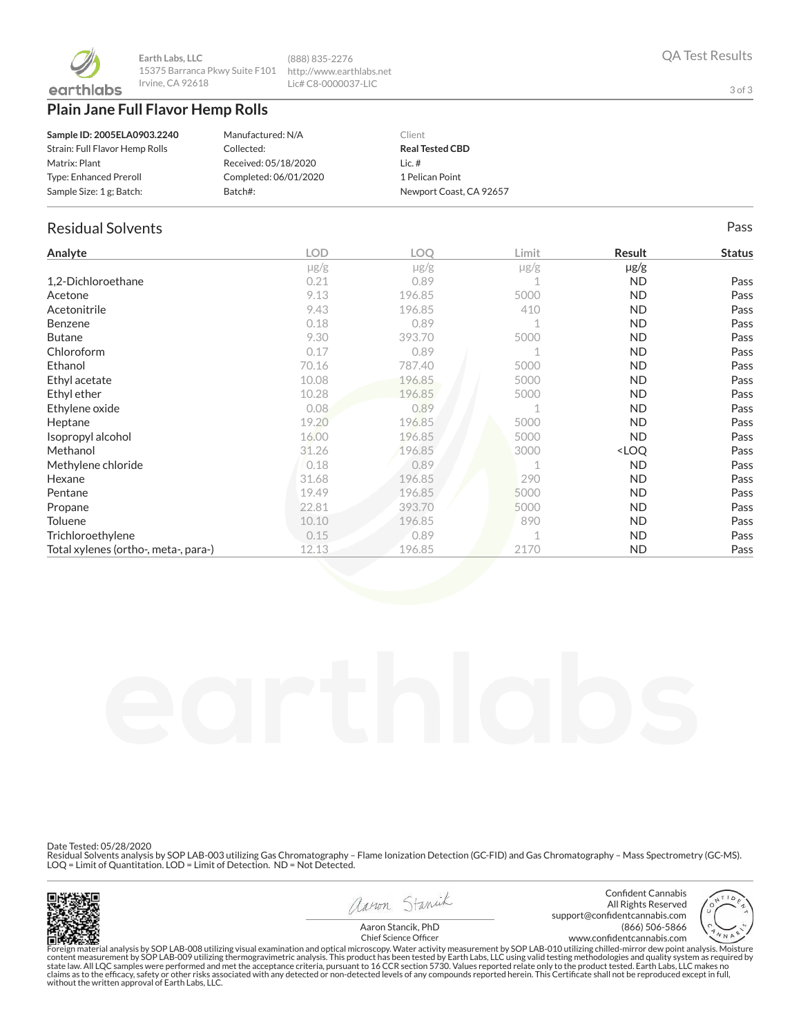Earth Labs, LLC
15375 Barranca Pkwy Suite F101
Irvine, CA 92618

(888) 835-2276
http://www.earthlabs.net
Lic# C8-0000037-LIC

QA Test Results

# Plain Jane Full Flavor Hemp Rolls

| | | |
|---|---|---|
| **Sample ID: 2005ELA0903.2240** | Manufactured: N/A | Client |
| Strain: Full Flavor Hemp Rolls | Collected: | **Real Tested CBD** |
| Matrix: Plant | Received: 05/18/2020 | Lic. # |
| Type: Enhanced Preroll | Completed: 06/01/2020 | 1 Pelican Point |
| Sample Size: 1 g; Batch: | Batch#: | Newport Coast, CA 92657 |

## Residual Solvents

Pass

| Analyte | LOD | LOQ | Limit | Result | Status |
|---|---|---|---|---|---|
| | μg/g | μg/g | μg/g | μg/g | |
| 1,2-Dichloroethane | 0.21 | 0.89 | 1 | ND | Pass |
| Acetone | 9.13 | 196.85 | 5000 | ND | Pass |
| Acetonitrile | 9.43 | 196.85 | 410 | ND | Pass |
| Benzene | 0.18 | 0.89 | 1 | ND | Pass |
| Butane | 9.30 | 393.70 | 5000 | ND | Pass |
| Chloroform | 0.17 | 0.89 | 1 | ND | Pass |
| Ethanol | 70.16 | 787.40 | 5000 | ND | Pass |
| Ethyl acetate | 10.08 | 196.85 | 5000 | ND | Pass |
| Ethyl ether | 10.28 | 196.85 | 5000 | ND | Pass |
| Ethylene oxide | 0.08 | 0.89 | 1 | ND | Pass |
| Heptane | 19.20 | 196.85 | 5000 | ND | Pass |
| Isopropyl alcohol | 16.00 | 196.85 | 5000 | ND | Pass |
| Methanol | 31.26 | 196.85 | 3000 | <LOQ | Pass |
| Methylene chloride | 0.18 | 0.89 | 1 | ND | Pass |
| Hexane | 31.68 | 196.85 | 290 | ND | Pass |
| Pentane | 19.49 | 196.85 | 5000 | ND | Pass |
| Propane | 22.81 | 393.70 | 5000 | ND | Pass |
| Toluene | 10.10 | 196.85 | 890 | ND | Pass |
| Trichloroethylene | 0.15 | 0.89 | 1 | ND | Pass |
| Total xylenes (ortho-, meta-, para-) | 12.13 | 196.85 | 2170 | ND | Pass |

Date Tested: 05/28/2020
Residual Solvents analysis by SOP LAB-003 utilizing Gas Chromatography – Flame Ionization Detection (GC-FID) and Gas Chromatography – Mass Spectrometry (GC-MS).
LOQ = Limit of Quantitation. LOD = Limit of Detection. ND = Not Detected.

Aaron Stancik, PhD
Chief Science Officer

Confident Cannabis
All Rights Reserved
support@confidentcannabis.com
(866) 506-5866
www.confidentcannabis.com

Foreign material analysis by SOP LAB-008 utilizing visual examination and optical microscopy. Water activity measurement by SOP LAB-010 utilizing chilled-mirror dew point analysis. Moisture content measurement by SOP LAB-009 utilizing thermogravimetric analysis. This product has been tested by Earth Labs, LLC using valid testing methodologies and quality system as required by state law. All LQC samples were performed and met the acceptance criteria, pursuant to 16 CCR section 5730. Values reported relate only to the product tested. Earth Labs, LLC makes no claims as to the efficacy, safety or other risks associated with any detected or non-detected levels of any compounds reported herein. This Certificate shall not be reproduced except in full, without the written approval of Earth Labs, LLC.